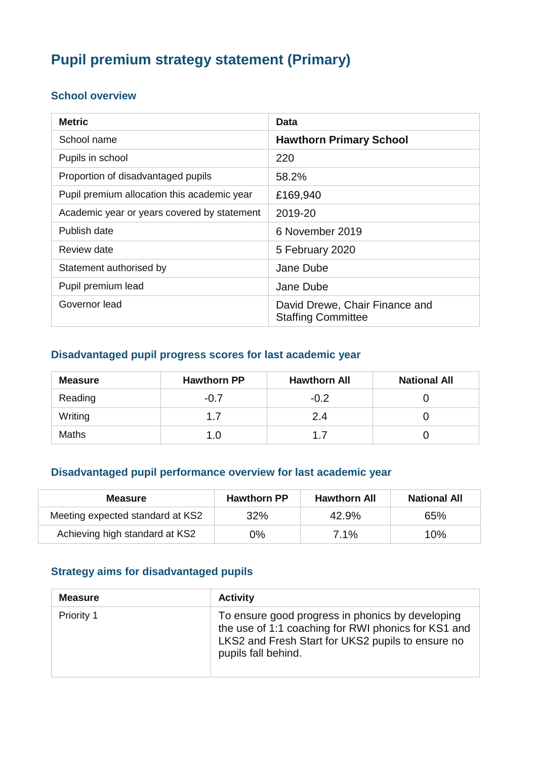# Pupil premium strategy statement (Primary)

## School overview

| Metric | Data |
|---|---|
| School name | **Hawthorn Primary School** |
| Pupils in school | 220 |
| Proportion of disadvantaged pupils | 58.2% |
| Pupil premium allocation this academic year | £169,940 |
| Academic year or years covered by statement | 2019-20 |
| Publish date | 6 November 2019 |
| Review date | 5 February 2020 |
| Statement authorised by | Jane Dube |
| Pupil premium lead | Jane Dube |
| Governor lead | David Drewe, Chair Finance and Staffing Committee |

## Disadvantaged pupil progress scores for last academic year

| Measure | Hawthorn PP | Hawthorn All | National All |
|---|---|---|---|
| Reading | -0.7 | -0.2 | 0 |
| Writing | 1.7 | 2.4 | 0 |
| Maths | 1.0 | 1.7 | 0 |

## Disadvantaged pupil performance overview for last academic year

| Measure | Hawthorn PP | Hawthorn All | National All |
|---|---|---|---|
| Meeting expected standard at KS2 | 32% | 42.9% | 65% |
| Achieving high standard at KS2 | 0% | 7.1% | 10% |

## Strategy aims for disadvantaged pupils

| Measure | Activity |
|---|---|
| Priority 1 | To ensure good progress in phonics by developing the use of 1:1 coaching for RWI phonics for KS1 and LKS2 and Fresh Start for UKS2 pupils to ensure no pupils fall behind. |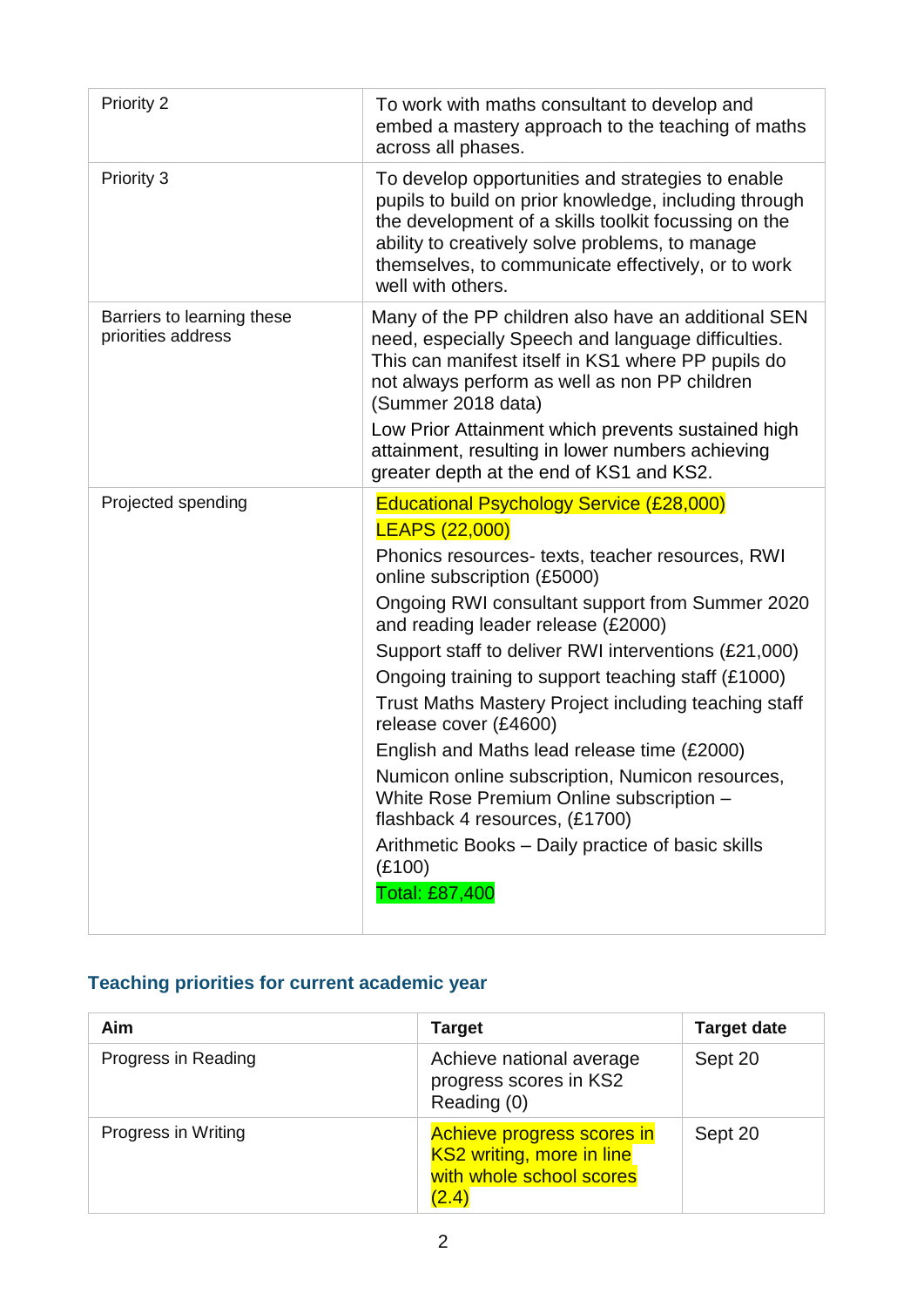| | |
|---|---|
| Priority 2 | To work with maths consultant to develop and embed a mastery approach to the teaching of maths across all phases. |
| Priority 3 | To develop opportunities and strategies to enable pupils to build on prior knowledge, including through the development of a skills toolkit focussing on the ability to creatively solve problems, to manage themselves, to communicate effectively, or to work well with others. |
| Barriers to learning these priorities address | Many of the PP children also have an additional SEN need, especially Speech and language difficulties. This can manifest itself in KS1 where PP pupils do not always perform as well as non PP children (Summer 2018 data)<br>Low Prior Attainment which prevents sustained high attainment, resulting in lower numbers achieving greater depth at the end of KS1 and KS2. |
| Projected spending | Educational Psychology Service (£28,000)<br>LEAPS (22,000)<br>Phonics resources- texts, teacher resources, RWI online subscription (£5000)<br>Ongoing RWI consultant support from Summer 2020 and reading leader release (£2000)<br>Support staff to deliver RWI interventions (£21,000)<br>Ongoing training to support teaching staff (£1000)<br>Trust Maths Mastery Project including teaching staff release cover (£4600)<br>English and Maths lead release time (£2000)<br>Numicon online subscription, Numicon resources, White Rose Premium Online subscription – flashback 4 resources, (£1700)<br>Arithmetic Books – Daily practice of basic skills (£100)<br>Total: £87,400 |

## Teaching priorities for current academic year

| Aim | Target | Target date |
|---|---|---|
| Progress in Reading | Achieve national average progress scores in KS2 Reading (0) | Sept 20 |
| Progress in Writing | Achieve progress scores in KS2 writing, more in line with whole school scores (2.4) | Sept 20 |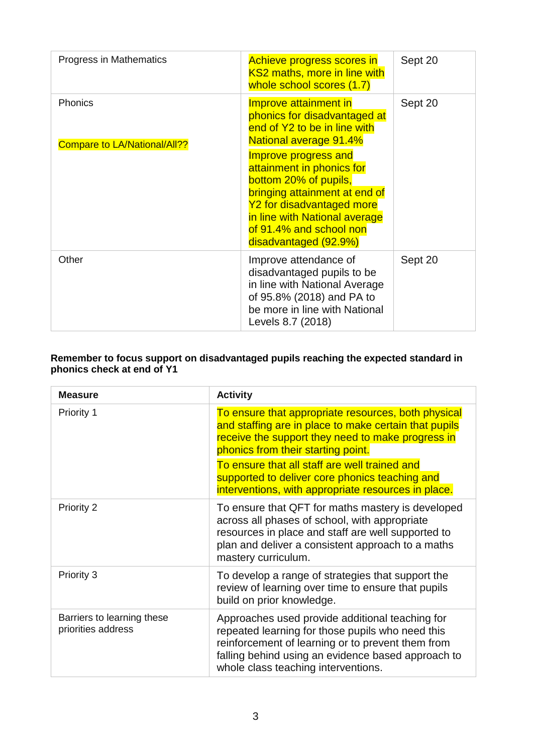| | | |
|---|---|---|
| Progress in Mathematics | Achieve progress scores in KS2 maths, more in line with whole school scores (1.7) | Sept 20 |
| Phonics<br><br>Compare to LA/National/All?? | Improve attainment in phonics for disadvantaged at end of Y2 to be in line with National average 91.4%<br><br>Improve progress and attainment in phonics for bottom 20% of pupils, bringing attainment at end of Y2 for disadvantaged more in line with National average of 91.4% and school non disadvantaged (92.9%) | Sept 20 |
| Other | Improve attendance of disadvantaged pupils to be in line with National Average of 95.8% (2018) and PA to be more in line with National Levels 8.7 (2018) | Sept 20 |

**Remember to focus support on disadvantaged pupils reaching the expected standard in phonics check at end of Y1**

| Measure | Activity |
|---|---|
| Priority 1 | To ensure that appropriate resources, both physical and staffing are in place to make certain that pupils receive the support they need to make progress in phonics from their starting point.<br><br>To ensure that all staff are well trained and supported to deliver core phonics teaching and interventions, with appropriate resources in place. |
| Priority 2 | To ensure that QFT for maths mastery is developed across all phases of school, with appropriate resources in place and staff are well supported to plan and deliver a consistent approach to a maths mastery curriculum. |
| Priority 3 | To develop a range of strategies that support the review of learning over time to ensure that pupils build on prior knowledge. |
| Barriers to learning these priorities address | Approaches used provide additional teaching for repeated learning for those pupils who need this reinforcement of learning or to prevent them from falling behind using an evidence based approach to whole class teaching interventions. |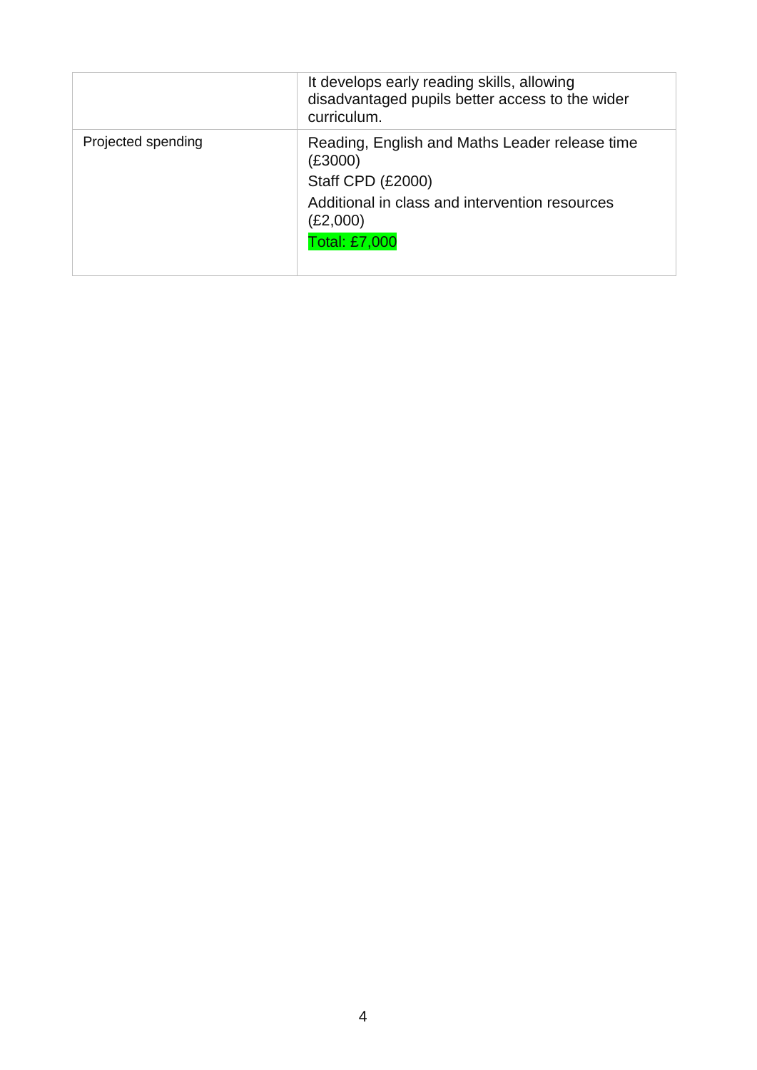| | |
|---|---|
| | It develops early reading skills, allowing disadvantaged pupils better access to the wider curriculum. |
| Projected spending | Reading, English and Maths Leader release time (£3000)<br>Staff CPD (£2000)<br>Additional in class and intervention resources (£2,000)<br>Total: £7,000 |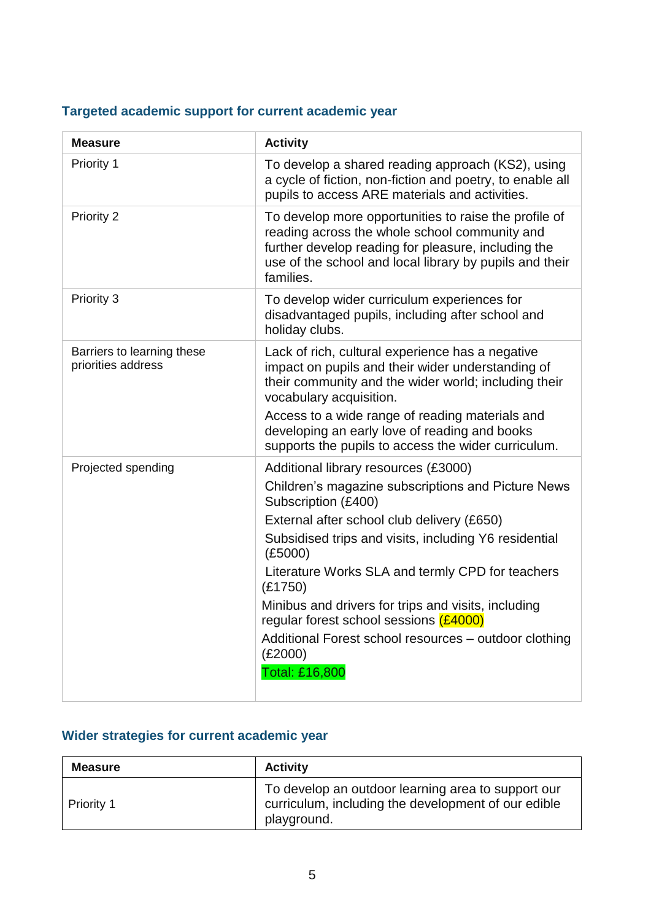### Targeted academic support for current academic year

| Measure | Activity |
| --- | --- |
| Priority 1 | To develop a shared reading approach (KS2), using a cycle of fiction, non-fiction and poetry, to enable all pupils to access ARE materials and activities. |
| Priority 2 | To develop more opportunities to raise the profile of reading across the whole school community and further develop reading for pleasure, including the use of the school and local library by pupils and their families. |
| Priority 3 | To develop wider curriculum experiences for disadvantaged pupils, including after school and holiday clubs. |
| Barriers to learning these priorities address | Lack of rich, cultural experience has a negative impact on pupils and their wider understanding of their community and the wider world; including their vocabulary acquisition.<br>Access to a wide range of reading materials and developing an early love of reading and books supports the pupils to access the wider curriculum. |
| Projected spending | Additional library resources (£3000)<br>Children's magazine subscriptions and Picture News Subscription (£400)<br>External after school club delivery (£650)<br>Subsidised trips and visits, including Y6 residential (£5000)<br>Literature Works SLA and termly CPD for teachers (£1750)<br>Minibus and drivers for trips and visits, including regular forest school sessions (£4000)<br>Additional Forest school resources – outdoor clothing (£2000)<br>Total: £16,800 |

### Wider strategies for current academic year

| Measure | Activity |
| --- | --- |
| Priority 1 | To develop an outdoor learning area to support our curriculum, including the development of our edible playground. |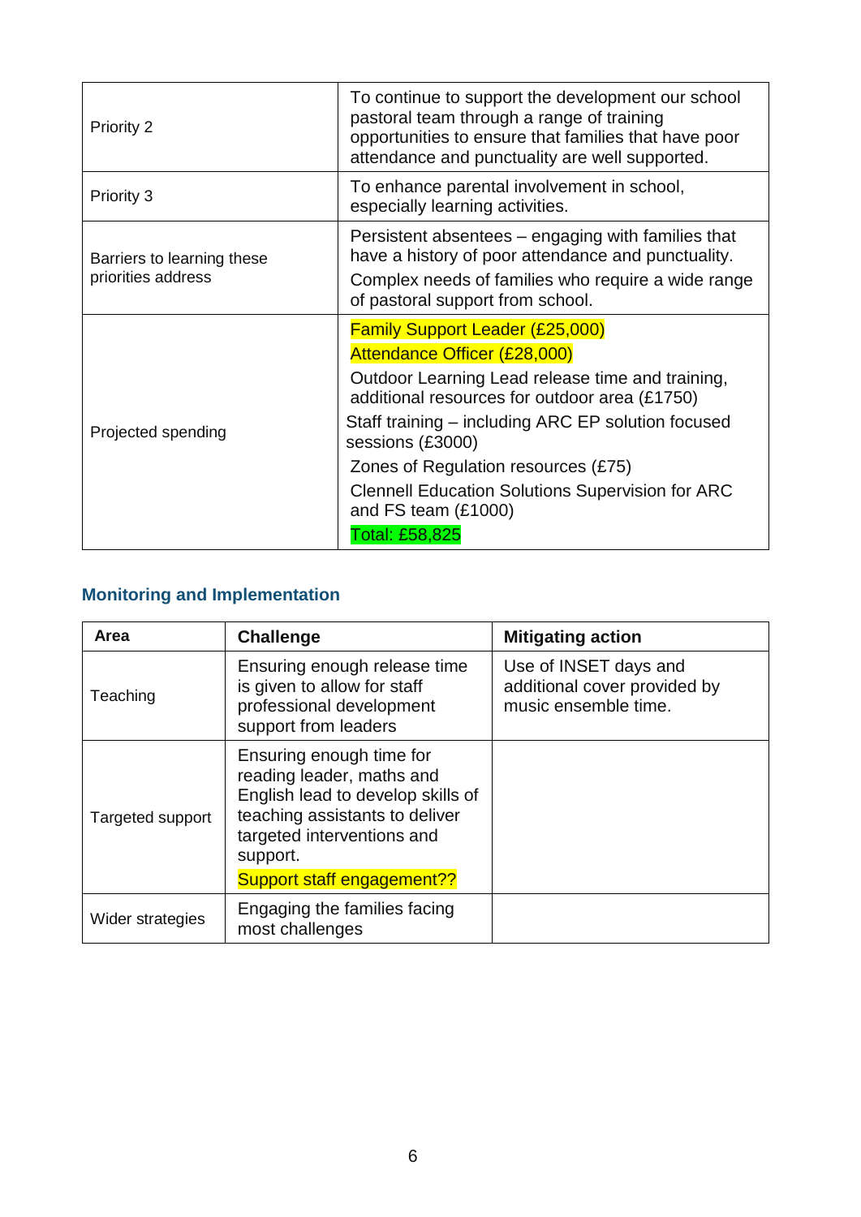| | |
|---|---|
| Priority 2 | To continue to support the development our school pastoral team through a range of training opportunities to ensure that families that have poor attendance and punctuality are well supported. |
| Priority 3 | To enhance parental involvement in school, especially learning activities. |
| Barriers to learning these priorities address | Persistent absentees – engaging with families that have a history of poor attendance and punctuality.<br>Complex needs of families who require a wide range of pastoral support from school. |
| Projected spending | Family Support Leader (£25,000)<br>Attendance Officer (£28,000)<br>Outdoor Learning Lead release time and training, additional resources for outdoor area (£1750)<br>Staff training – including ARC EP solution focused sessions (£3000)<br>Zones of Regulation resources (£75)<br>Clennell Education Solutions Supervision for ARC and FS team (£1000)<br>Total: £58,825 |

## Monitoring and Implementation

| Area | Challenge | Mitigating action |
|---|---|---|
| Teaching | Ensuring enough release time is given to allow for staff professional development support from leaders | Use of INSET days and additional cover provided by music ensemble time. |
| Targeted support | Ensuring enough time for reading leader, maths and English lead to develop skills of teaching assistants to deliver targeted interventions and support.<br>Support staff engagement?? | |
| Wider strategies | Engaging the families facing most challenges | |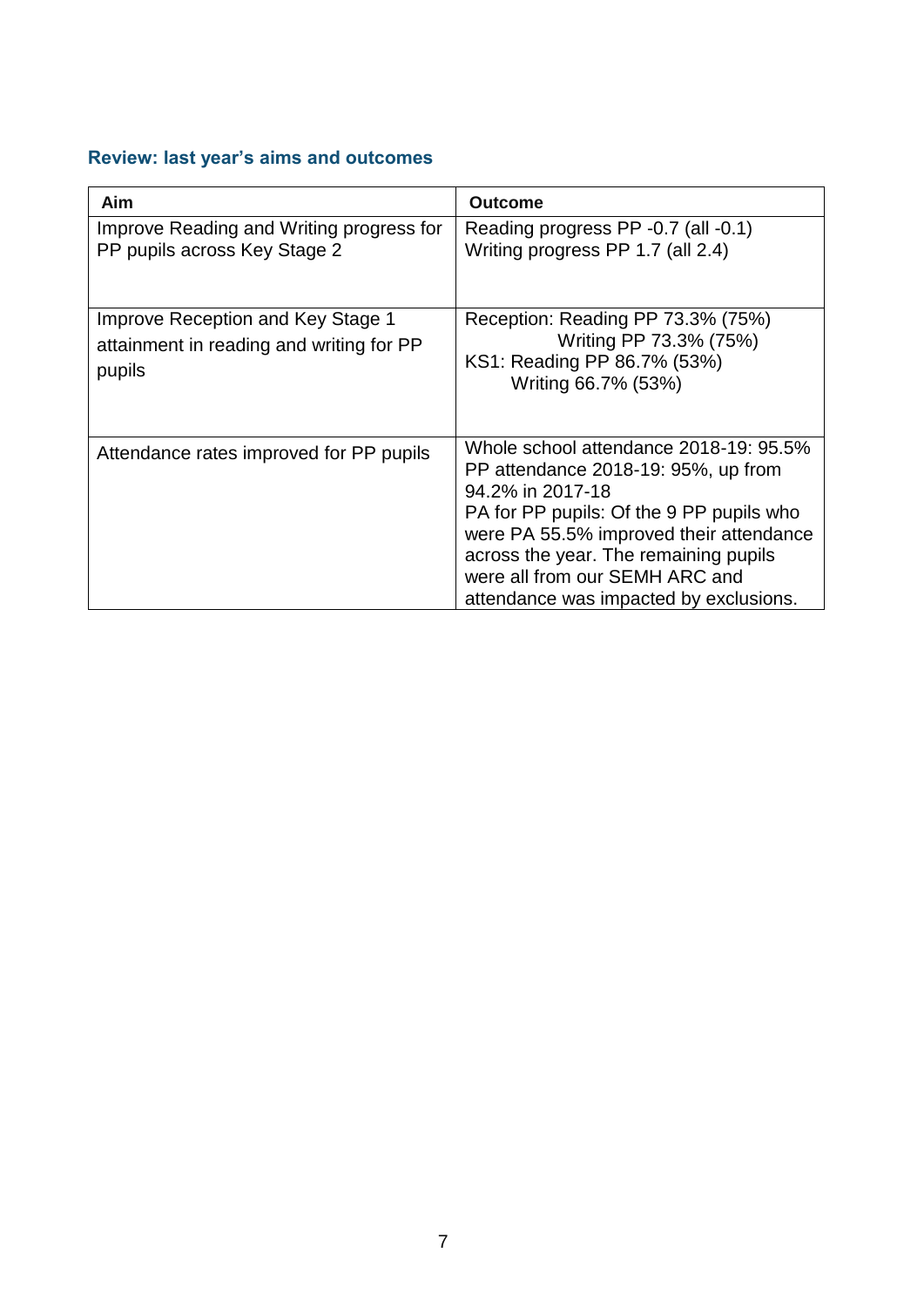## Review: last year's aims and outcomes

| Aim | Outcome |
|---|---|
| Improve Reading and Writing progress for PP pupils across Key Stage 2 | Reading progress PP -0.7 (all -0.1)<br>Writing progress PP 1.7 (all 2.4) |
| Improve Reception and Key Stage 1 attainment in reading and writing for PP pupils | Reception: Reading PP 73.3% (75%)<br>Writing PP 73.3% (75%)<br>KS1: Reading PP 86.7% (53%)<br>Writing 66.7% (53%) |
| Attendance rates improved for PP pupils | Whole school attendance 2018-19: 95.5%<br>PP attendance 2018-19: 95%, up from 94.2% in 2017-18<br>PA for PP pupils: Of the 9 PP pupils who were PA 55.5% improved their attendance across the year. The remaining pupils were all from our SEMH ARC and attendance was impacted by exclusions. |